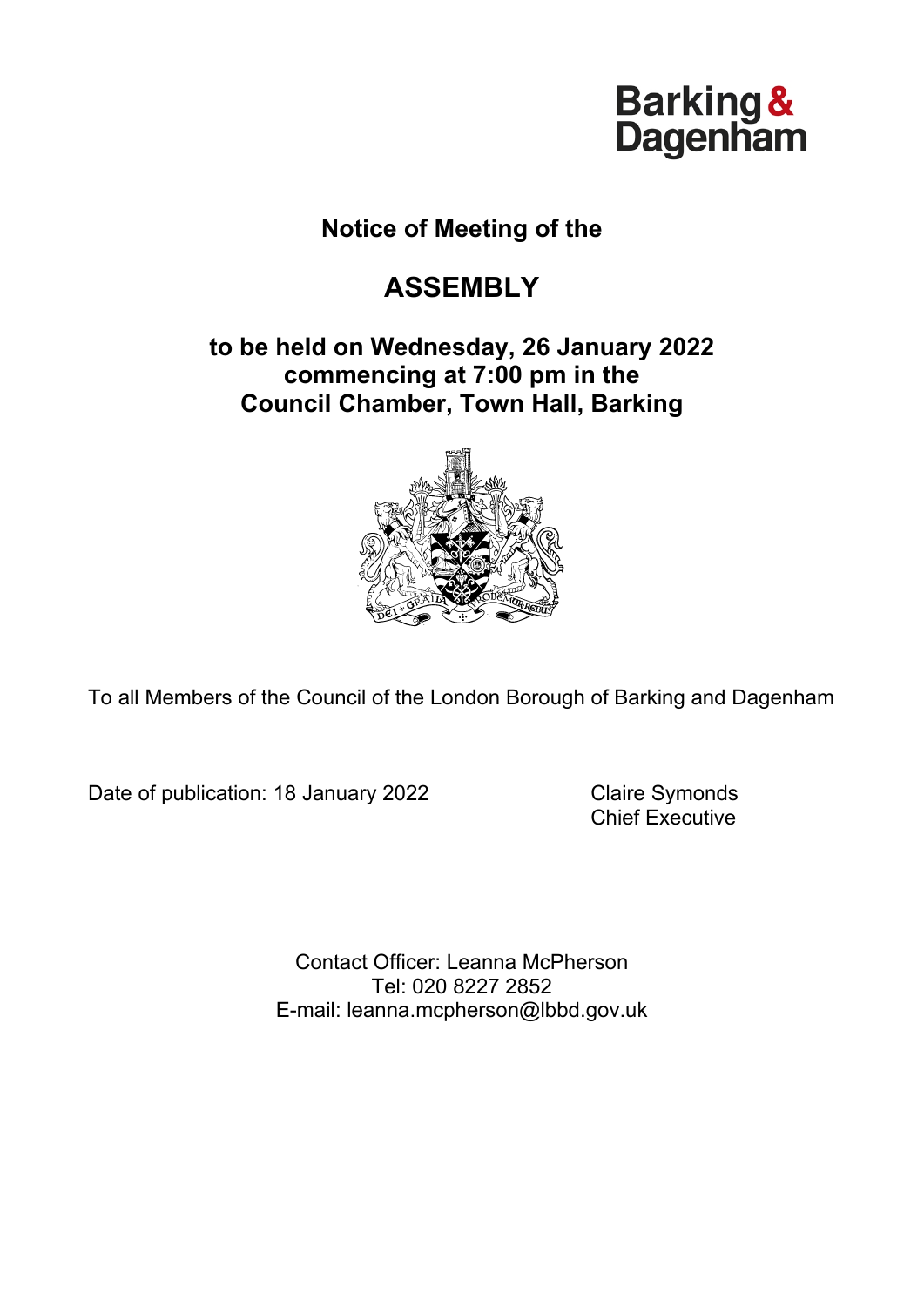Barking & Dagenham

## Notice of Meeting of the

# ASSEMBLY

## to be held on Wednesday, 26 January 2022 commencing at 7:00 pm in the Council Chamber, Town Hall, Barking

To all Members of the Council of the London Borough of Barking and Dagenham

Date of publication: 18 January 2022

Claire Symonds
Chief Executive

Contact Officer: Leanna McPherson
Tel: 020 8227 2852
E-mail: leanna.mcpherson@lbbd.gov.uk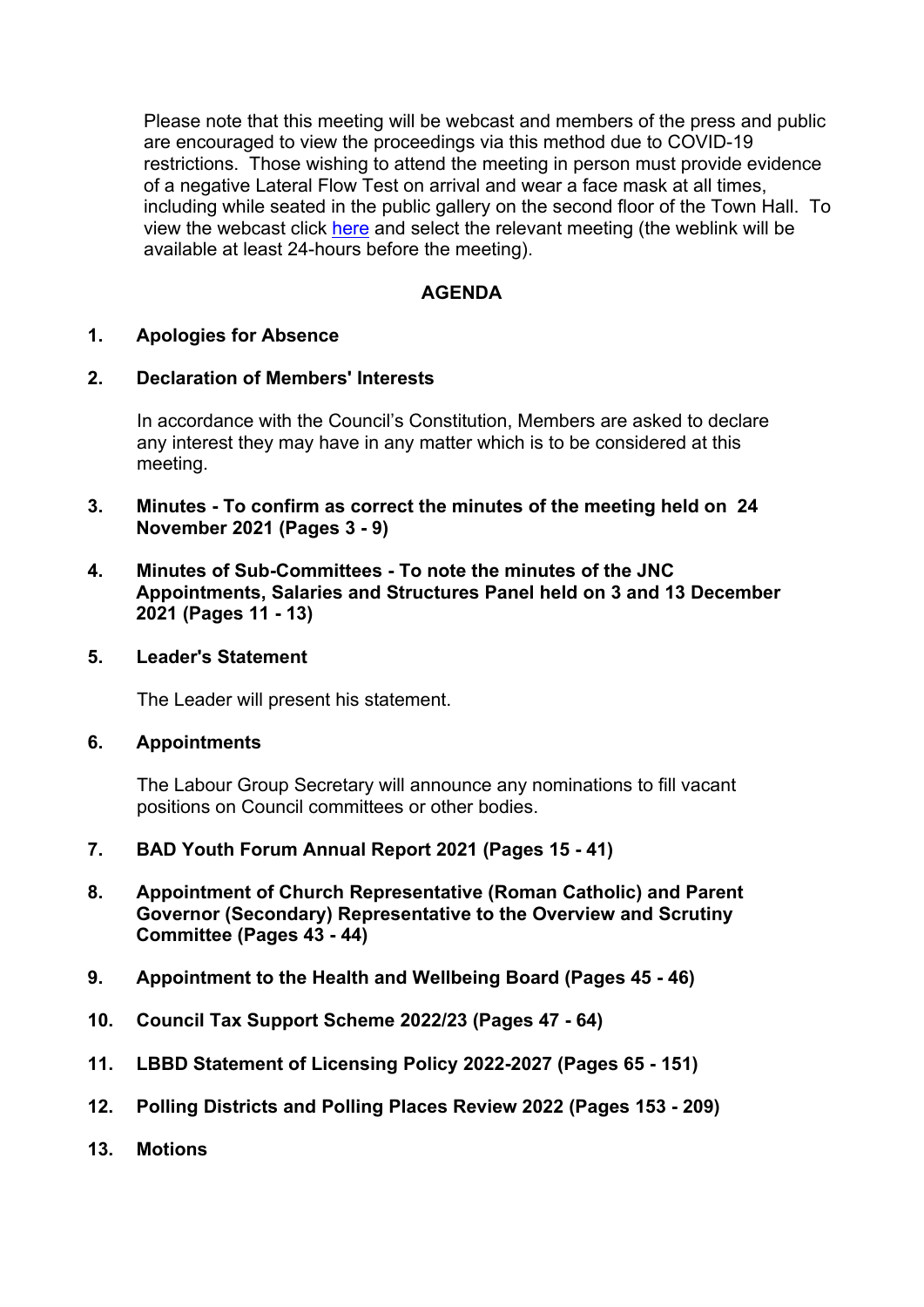Please note that this meeting will be webcast and members of the press and public are encouraged to view the proceedings via this method due to COVID-19 restrictions. Those wishing to attend the meeting in person must provide evidence of a negative Lateral Flow Test on arrival and wear a face mask at all times, including while seated in the public gallery on the second floor of the Town Hall. To view the webcast click here and select the relevant meeting (the weblink will be available at least 24-hours before the meeting).

## AGENDA

**1. Apologies for Absence**

**2. Declaration of Members' Interests**

In accordance with the Council's Constitution, Members are asked to declare any interest they may have in any matter which is to be considered at this meeting.

**3. Minutes - To confirm as correct the minutes of the meeting held on 24 November 2021 (Pages 3 - 9)**

**4. Minutes of Sub-Committees - To note the minutes of the JNC Appointments, Salaries and Structures Panel held on 3 and 13 December 2021 (Pages 11 - 13)**

**5. Leader's Statement**

The Leader will present his statement.

**6. Appointments**

The Labour Group Secretary will announce any nominations to fill vacant positions on Council committees or other bodies.

**7. BAD Youth Forum Annual Report 2021 (Pages 15 - 41)**

**8. Appointment of Church Representative (Roman Catholic) and Parent Governor (Secondary) Representative to the Overview and Scrutiny Committee (Pages 43 - 44)**

**9. Appointment to the Health and Wellbeing Board (Pages 45 - 46)**

**10. Council Tax Support Scheme 2022/23 (Pages 47 - 64)**

**11. LBBD Statement of Licensing Policy 2022-2027 (Pages 65 - 151)**

**12. Polling Districts and Polling Places Review 2022 (Pages 153 - 209)**

**13. Motions**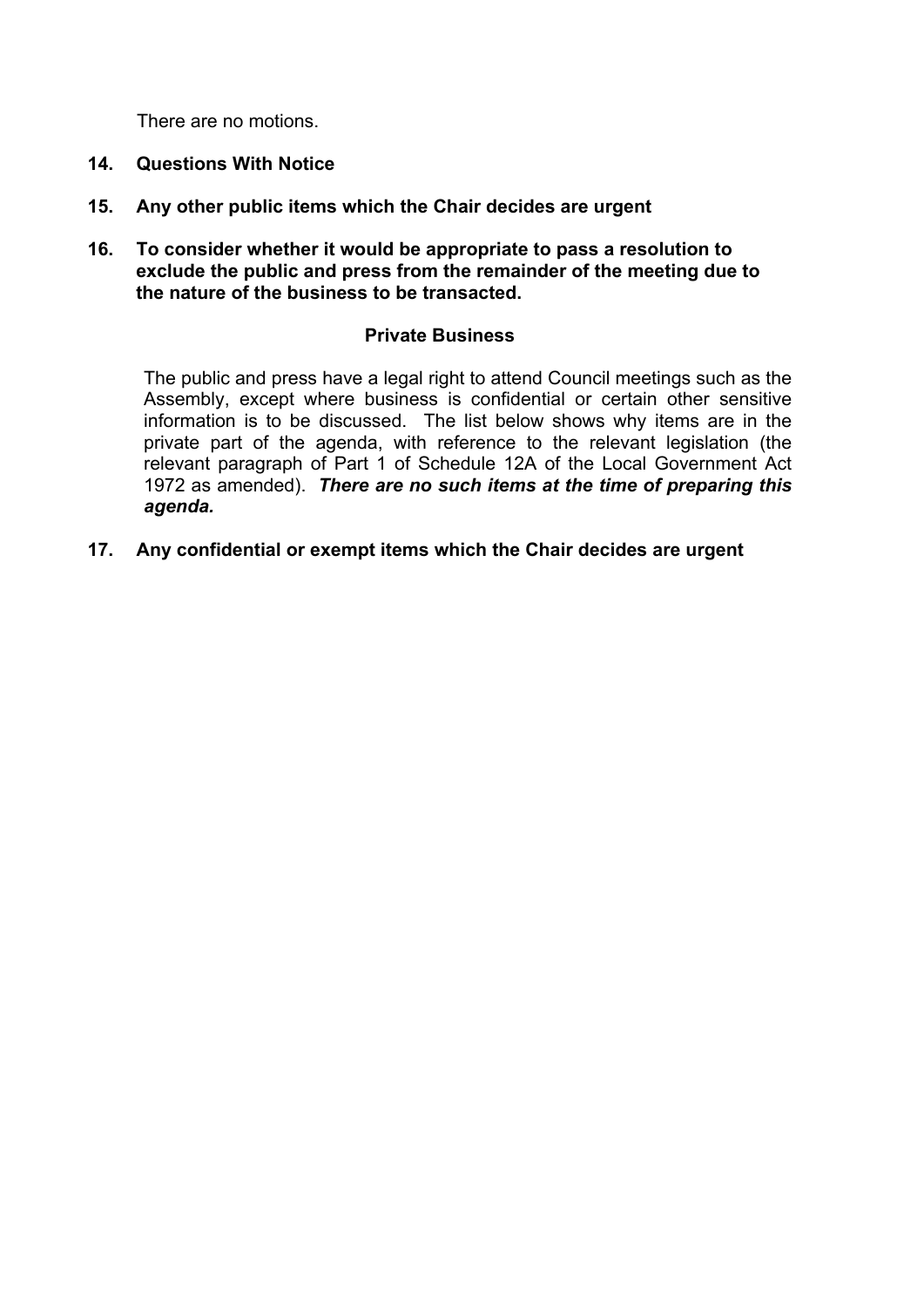There are no motions.

**14. Questions With Notice**

**15. Any other public items which the Chair decides are urgent**

**16. To consider whether it would be appropriate to pass a resolution to exclude the public and press from the remainder of the meeting due to the nature of the business to be transacted.**

**Private Business**

The public and press have a legal right to attend Council meetings such as the Assembly, except where business is confidential or certain other sensitive information is to be discussed. The list below shows why items are in the private part of the agenda, with reference to the relevant legislation (the relevant paragraph of Part 1 of Schedule 12A of the Local Government Act 1972 as amended). ***There are no such items at the time of preparing this agenda.***

**17. Any confidential or exempt items which the Chair decides are urgent**